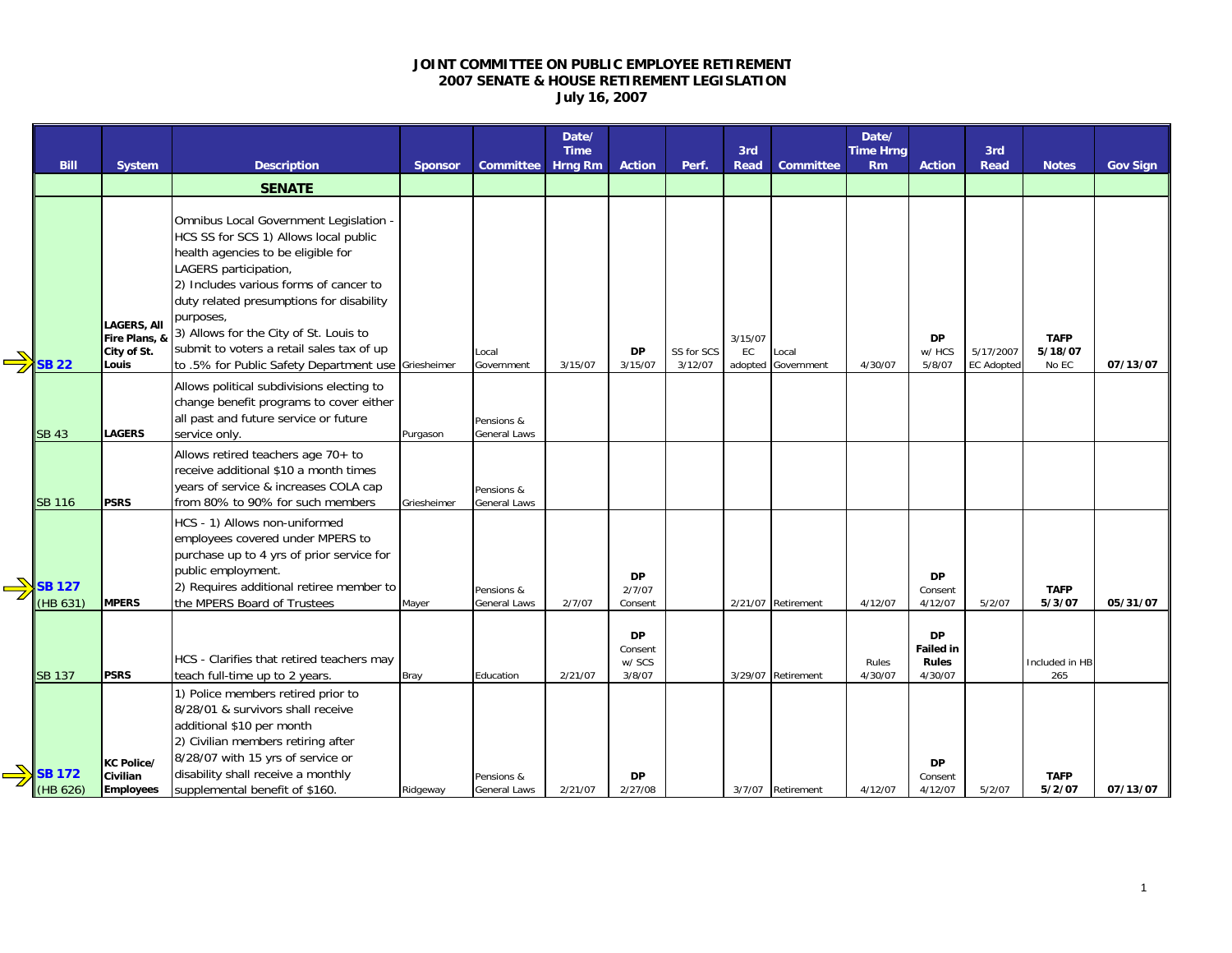# JOINT COMMITTEE ON PUBLIC EMPLOYEE RETIREMENT
## 2007 SENATE & HOUSE RETIREMENT LEGISLATION
### July 16, 2007

| Bill | System | Description | Sponsor | Committee | Date/ Time Hrng Rm | Action | Perf. | 3rd Read | Committee | Date/ Time Hrng Rm | Action | 3rd Read | Notes | Gov Sign |
|---|---|---|---|---|---|---|---|---|---|---|---|---|---|---|
| | | **SENATE** | | | | | | | | | | | | |
| **SB 22** | **LAGERS, All Fire Plans, & City of St. Louis** | Omnibus Local Government Legislation - HCS SS for SCS 1) Allows local public health agencies to be eligible for LAGERS participation, 2) Includes various forms of cancer to duty related presumptions for disability purposes, 3) Allows for the City of St. Louis to submit to voters a retail sales tax of up to .5% for Public Safety Department use | Griesheimer | Local Government | 3/15/07 | **DP** 3/15/07 | SS for SCS 3/12/07 | 3/15/07 EC adopted | Local Government | 4/30/07 | **DP** w/ HCS 5/8/07 | 5/17/2007 EC Adopted | **TAFP 5/18/07** No EC | **07/13/07** |
| SB 43 | **LAGERS** | Allows political subdivisions electing to change benefit programs to cover either all past and future service or future service only. | Purgason | Pensions & General Laws | | | | | | | | | | |
| SB 116 | **PSRS** | Allows retired teachers age 70+ to receive additional $10 a month times years of service & increases COLA cap from 80% to 90% for such members | Griesheimer | Pensions & General Laws | | | | | | | | | | |
| **SB 127** (HB 631) | **MPERS** | HCS - 1) Allows non-uniformed employees covered under MPERS to purchase up to 4 yrs of prior service for public employment. 2) Requires additional retiree member to the MPERS Board of Trustees | Mayer | Pensions & General Laws | 2/7/07 | **DP** 2/7/07 Consent | | 2/21/07 | Retirement | 4/12/07 | **DP** Consent 4/12/07 | 5/2/07 | **TAFP 5/3/07** | **05/31/07** |
| SB 137 | **PSRS** | HCS - Clarifies that retired teachers may teach full-time up to 2 years. | Bray | Education | 2/21/07 | **DP** Consent w/ SCS 3/8/07 | | 3/29/07 | Retirement | Rules 4/30/07 | **DP Failed in Rules** 4/30/07 | | Included in HB 265 | |
| **SB 172** (HB 626) | **KC Police/ Civilian Employees** | 1) Police members retired prior to 8/28/01 & survivors shall receive additional $10 per month 2) Civilian members retiring after 8/28/07 with 15 yrs of service or disability shall receive a monthly supplemental benefit of $160. | Ridgeway | Pensions & General Laws | 2/21/07 | **DP** 2/27/08 | | 3/7/07 | Retirement | 4/12/07 | **DP** Consent 4/12/07 | 5/2/07 | **TAFP 5/2/07** | **07/13/07** |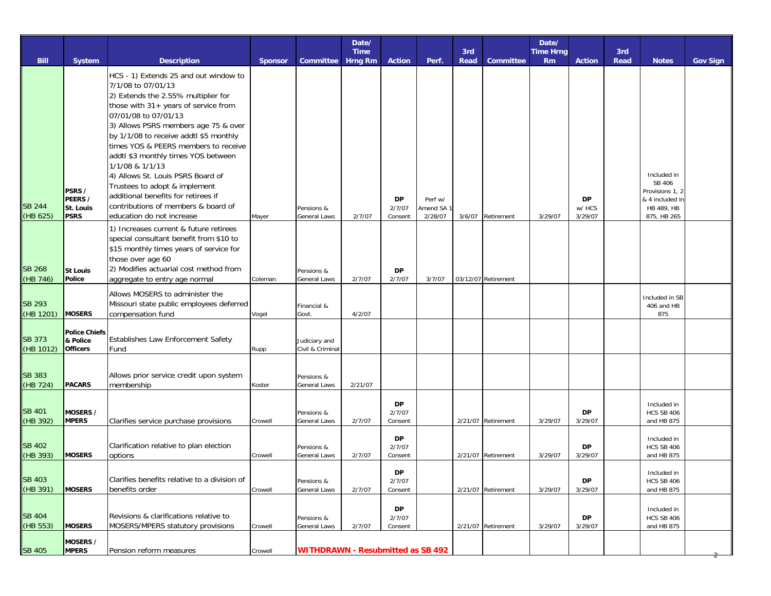| Bill | System | Description | Sponsor | Committee | Date/ Time Hrng Rm | Action | Perf. | 3rd Read | Committee | Date/ Time Hrng Rm | Action | 3rd Read | Notes | Gov Sign |
|---|---|---|---|---|---|---|---|---|---|---|---|---|---|---|
| SB 244 (HB 625) | PSRS / PEERS / St. Louis PSRS | HCS - 1) Extends 25 and out window to 7/1/08 to 07/01/13 2) Extends the 2.55% multiplier for those with 31+ years of service from 07/01/08 to 07/01/13 3) Allows PSRS members age 75 & over by 1/1/08 to receive addtl $5 monthly times YOS & PEERS members to receive addtl $3 monthly times YOS between 1/1/08 & 1/1/13 4) Allows St. Louis PSRS Board of Trustees to adopt & implement additional benefits for retirees if contributions of members & board of education do not increase | Mayer | Pensions & General Laws | 2/7/07 | DP 2/7/07 Consent | Perf w/ Amend SA 1 2/28/07 | 3/6/07 | Retirement | 3/29/07 | DP w/ HCS 3/29/07 | | Included in SB 406 Provisions 1, 2 & 4 included in HB 489, HB 875, HB 265 | |
| SB 268 (HB 746) | St Louis Police | 1) Increases current & future retirees special consultant benefit from $10 to $15 monthly times years of service for those over age 60 2) Modifies actuarial cost method from aggregate to entry age normal | Coleman | Pensions & General Laws | 2/7/07 | DP 2/7/07 | 3/7/07 | 03/12/07 | Retirement | | | | | |
| SB 293 (HB 1201) | MOSERS | Allows MOSERS to administer the Missouri state public employees deferred compensation fund | Vogel | Financial & Govt. | 4/2/07 | | | | | | | | Included in SB 406 and HB 875 | |
| SB 373 (HB 1012) | Police Chiefs & Police Officers | Establishes Law Enforcement Safety Fund | Rupp | Judiciary and Civil & Criminal | | | | | | | | | | |
| SB 383 (HB 724) | PACARS | Allows prior service credit upon system membership | Koster | Pensions & General Laws | 2/21/07 | | | | | | | | | |
| SB 401 (HB 392) | MOSERS / MPERS | Clarifies service purchase provisions | Crowell | Pensions & General Laws | 2/7/07 | DP 2/7/07 Consent | | 2/21/07 | Retirement | 3/29/07 | DP 3/29/07 | | Included in HCS SB 406 and HB 875 | |
| SB 402 (HB 393) | MOSERS | Clarification relative to plan election options | Crowell | Pensions & General Laws | 2/7/07 | DP 2/7/07 Consent | | 2/21/07 | Retirement | 3/29/07 | DP 3/29/07 | | Included in HCS SB 406 and HB 875 | |
| SB 403 (HB 391) | MOSERS | Clarifies benefits relative to a division of benefits order | Crowell | Pensions & General Laws | 2/7/07 | DP 2/7/07 Consent | | 2/21/07 | Retirement | 3/29/07 | DP 3/29/07 | | Included in HCS SB 406 and HB 875 | |
| SB 404 (HB 553) | MOSERS | Revisions & clarifications relative to MOSERS/MPERS statutory provisions | Crowell | Pensions & General Laws | 2/7/07 | DP 2/7/07 Consent | | 2/21/07 | Retirement | 3/29/07 | DP 3/29/07 | | Included in HCS SB 406 and HB 875 | |
| SB 405 | MOSERS / MPERS | Pension reform measures | Crowell | **WITHDRAWN - Resubmitted as SB 492** | | | | | | | | | | |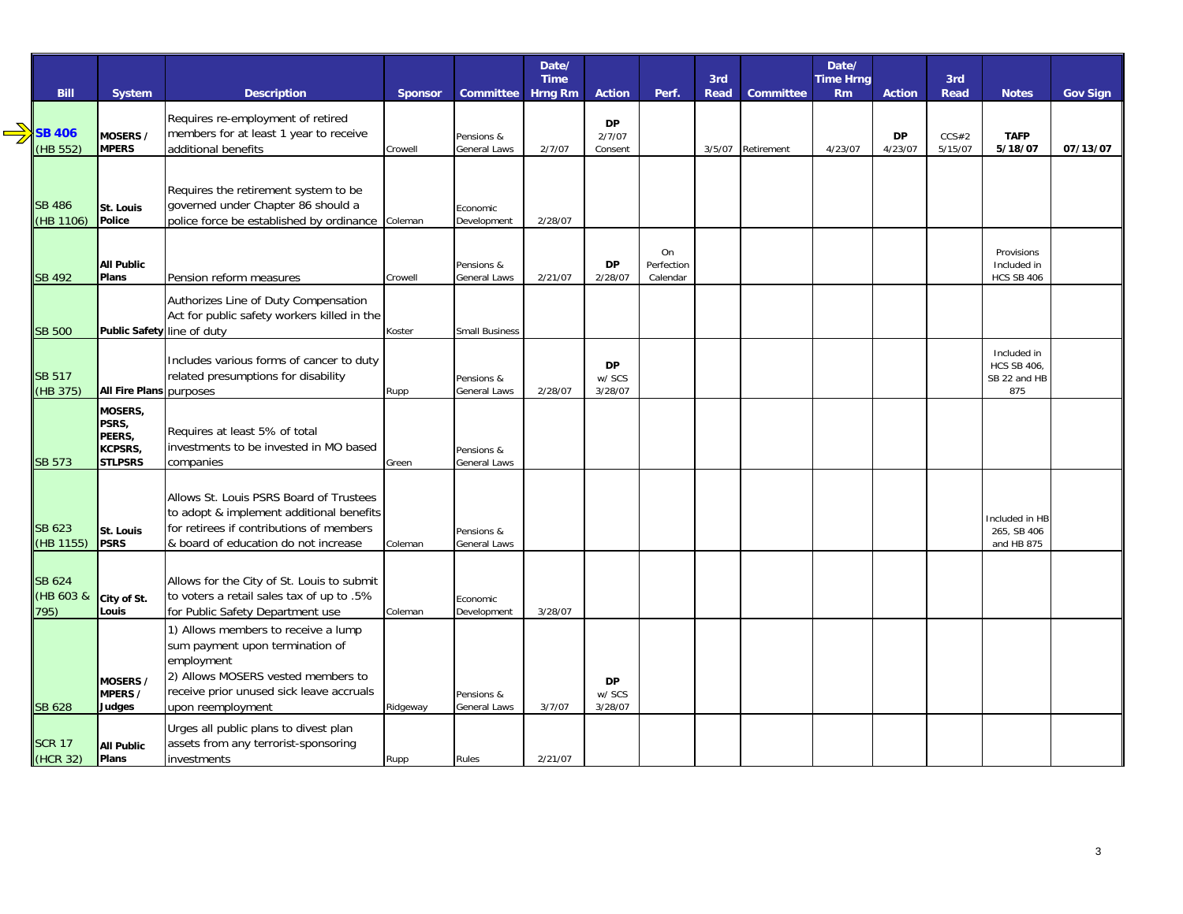| Bill | System | Description | Sponsor | Committee | Date/ Time Hrng Rm | Action | Perf. | 3rd Read | Committee | Date/ Time Hrng Rm | Action | 3rd Read | Notes | Gov Sign |
|---|---|---|---|---|---|---|---|---|---|---|---|---|---|---|
| **SB 406** (HB 552) | **MOSERS / MPERS** | Requires re-employment of retired members for at least 1 year to receive additional benefits | Crowell | Pensions & General Laws | 2/7/07 | **DP** 2/7/07 Consent | | 3/5/07 | Retirement | 4/23/07 | **DP** 4/23/07 | CCS#2 5/15/07 | **TAFP 5/18/07** | **07/13/07** |
| SB 486 (HB 1106) | **St. Louis Police** | Requires the retirement system to be governed under Chapter 86 should a police force be established by ordinance | Coleman | Economic Development | 2/28/07 | | | | | | | | | |
| SB 492 | **All Public Plans** | Pension reform measures | Crowell | Pensions & General Laws | 2/21/07 | **DP** 2/28/07 | On Perfection Calendar | | | | | | Provisions Included in HCS SB 406 | |
| SB 500 | **Public Safety** | Authorizes Line of Duty Compensation Act for public safety workers killed in the line of duty | Koster | Small Business | | | | | | | | | | |
| SB 517 (HB 375) | **All Fire Plans** | Includes various forms of cancer to duty related presumptions for disability purposes | Rupp | Pensions & General Laws | 2/28/07 | **DP** w/ SCS 3/28/07 | | | | | | | Included in HCS SB 406, SB 22 and HB 875 | |
| SB 573 | **MOSERS, PSRS, PEERS, KCPSRS, STLPSRS** | Requires at least 5% of total investments to be invested in MO based companies | Green | Pensions & General Laws | | | | | | | | | | |
| SB 623 (HB 1155) | **St. Louis PSRS** | Allows St. Louis PSRS Board of Trustees to adopt & implement additional benefits for retirees if contributions of members & board of education do not increase | Coleman | Pensions & General Laws | | | | | | | | | Included in HB 265, SB 406 and HB 875 | |
| SB 624 (HB 603 & 795) | **City of St. Louis** | Allows for the City of St. Louis to submit to voters a retail sales tax of up to .5% for Public Safety Department use | Coleman | Economic Development | 3/28/07 | | | | | | | | | |
| SB 628 | **MOSERS / MPERS / Judges** | 1) Allows members to receive a lump sum payment upon termination of employment 2) Allows MOSERS vested members to receive prior unused sick leave accruals upon reemployment | Ridgeway | Pensions & General Laws | 3/7/07 | **DP** w/ SCS 3/28/07 | | | | | | | | |
| SCR 17 (HCR 32) | **All Public Plans** | Urges all public plans to divest plan assets from any terrorist-sponsoring investments | Rupp | Rules | 2/21/07 | | | | | | | | | |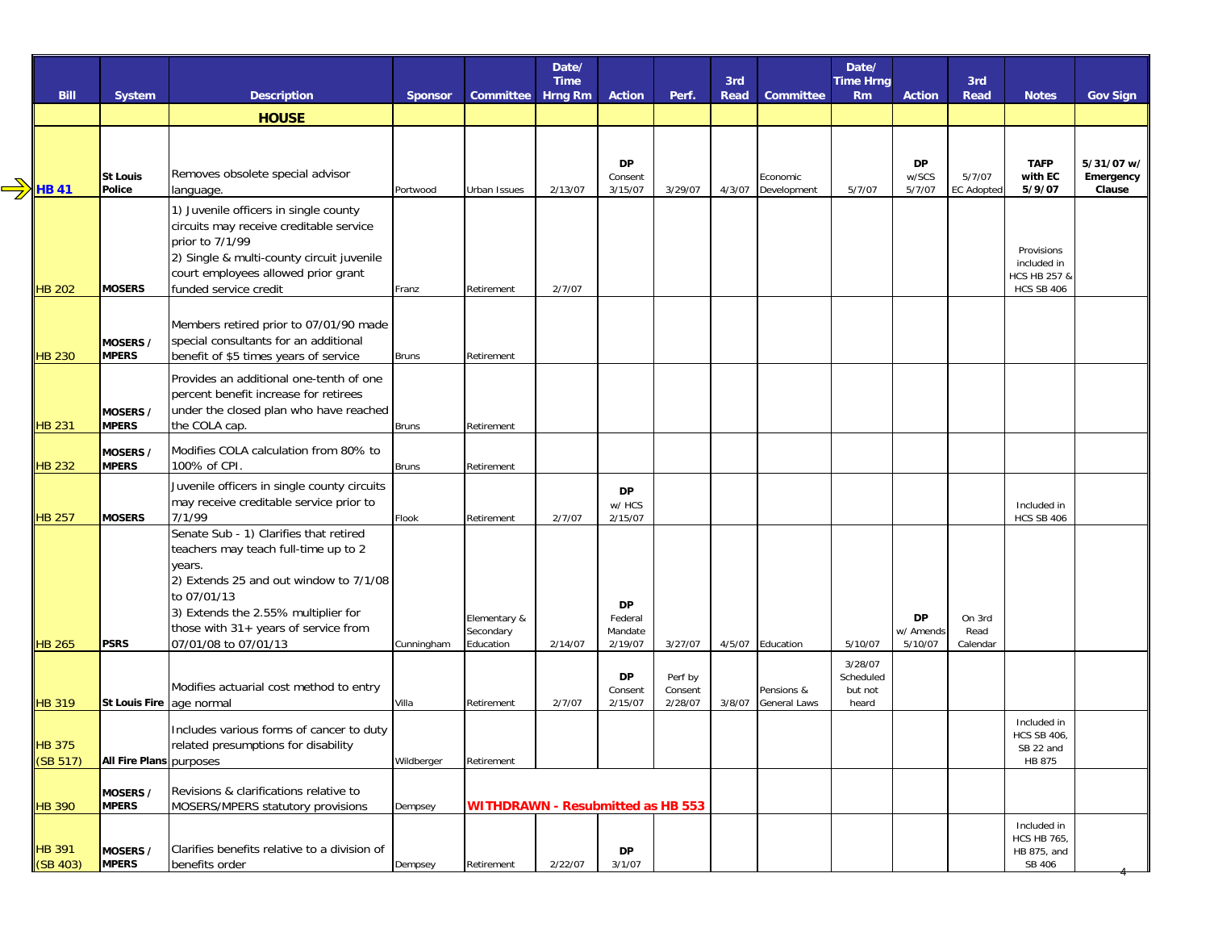| Bill | System | Description | Sponsor | Committee | Date/ Time Hrng Rm | Action | Perf. | 3rd Read | Committee | Date/ Time Hrng Rm | Action | 3rd Read | Notes | Gov Sign |
|---|---|---|---|---|---|---|---|---|---|---|---|---|---|---|
| | | **HOUSE** | | | | | | | | | | | | |
| **HB 41** | **St Louis Police** | Removes obsolete special advisor language. | Portwood | Urban Issues | 2/13/07 | **DP** Consent 3/15/07 | 3/29/07 | 4/3/07 | Economic Development | 5/7/07 | **DP** w/SCS 5/7/07 | 5/7/07 EC Adopted | **TAFP with EC 5/9/07** | **5/31/07 w/ Emergency Clause** |
| HB 202 | **MOSERS** | 1) Juvenile officers in single county circuits may receive creditable service prior to 7/1/99<br>2) Single & multi-county circuit juvenile court employees allowed prior grant funded service credit | Franz | Retirement | 2/7/07 | | | | | | | | Provisions included in HCS HB 257 & HCS SB 406 | |
| HB 230 | **MOSERS / MPERS** | Members retired prior to 07/01/90 made special consultants for an additional benefit of $5 times years of service | Bruns | Retirement | | | | | | | | | | |
| HB 231 | **MOSERS / MPERS** | Provides an additional one-tenth of one percent benefit increase for retirees under the closed plan who have reached the COLA cap. | Bruns | Retirement | | | | | | | | | | |
| HB 232 | **MOSERS / MPERS** | Modifies COLA calculation from 80% to 100% of CPI. | Bruns | Retirement | | | | | | | | | | |
| HB 257 | **MOSERS** | Juvenile officers in single county circuits may receive creditable service prior to 7/1/99 | Flook | Retirement | 2/7/07 | **DP** w/ HCS 2/15/07 | | | | | | | Included in HCS SB 406 | |
| HB 265 | **PSRS** | Senate Sub - 1) Clarifies that retired teachers may teach full-time up to 2 years.<br>2) Extends 25 and out window to 7/1/08 to 07/01/13<br>3) Extends the 2.55% multiplier for those with 31+ years of service from 07/01/08 to 07/01/13 | Cunningham | Elementary & Secondary Education | 2/14/07 | **DP** Federal Mandate 2/19/07 | 3/27/07 | 4/5/07 | Education | 5/10/07 | **DP** w/ Amends 5/10/07 | On 3rd Read Calendar | | |
| HB 319 | **St Louis Fire** | Modifies actuarial cost method to entry age normal | Villa | Retirement | 2/7/07 | **DP** Consent 2/15/07 | Perf by Consent 2/28/07 | 3/8/07 | Pensions & General Laws | 3/28/07 Scheduled but not heard | | | | |
| HB 375 (SB 517) | **All Fire Plans** | Includes various forms of cancer to duty related presumptions for disability purposes | Wildberger | Retirement | | | | | | | | | Included in HCS SB 406, SB 22 and HB 875 | |
| HB 390 | **MOSERS / MPERS** | Revisions & clarifications relative to MOSERS/MPERS statutory provisions | Dempsey | **WITHDRAWN - Resubmitted as HB 553** | | | | | | | | | | |
| HB 391 (SB 403) | **MOSERS / MPERS** | Clarifies benefits relative to a division of benefits order | Dempsey | Retirement | 2/22/07 | **DP** 3/1/07 | | | | | | | Included in HCS HB 765, HB 875, and SB 406 | |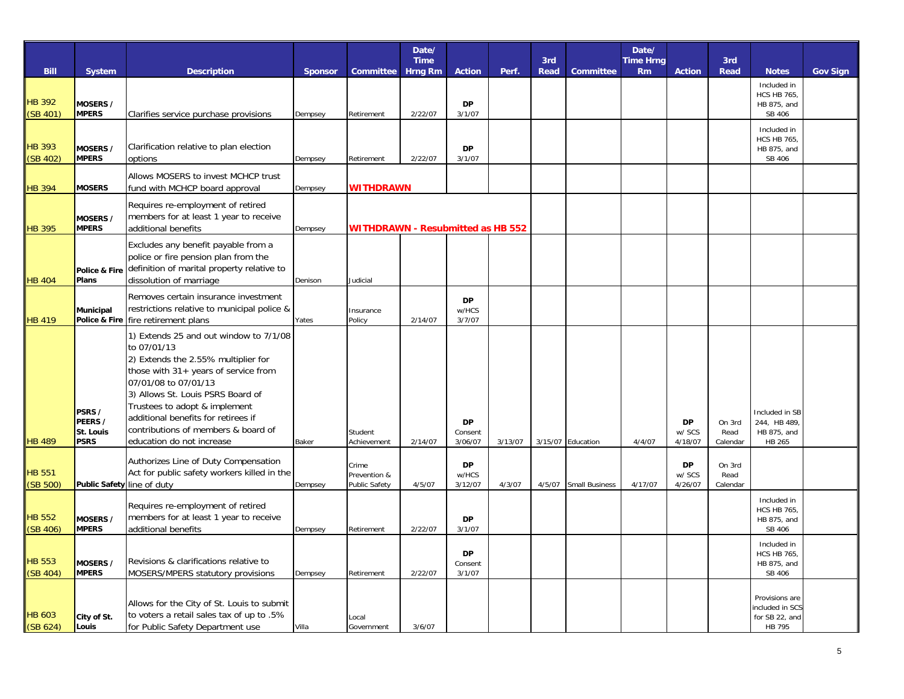| Bill | System | Description | Sponsor | Committee | Date/ Time Hrng Rm | Action | Perf. | 3rd Read | Committee | Date/ Time Hrng Rm | Action | 3rd Read | Notes | Gov Sign |
|---|---|---|---|---|---|---|---|---|---|---|---|---|---|---|
| HB 392 (SB 401) | MOSERS / MPERS | Clarifies service purchase provisions | Dempsey | Retirement | 2/22/07 | DP 3/1/07 | | | | | | | Included in HCS HB 765, HB 875, and SB 406 | |
| HB 393 (SB 402) | MOSERS / MPERS | Clarification relative to plan election options | Dempsey | Retirement | 2/22/07 | DP 3/1/07 | | | | | | | Included in HCS HB 765, HB 875, and SB 406 | |
| HB 394 | MOSERS | Allows MOSERS to invest MCHCP trust fund with MCHCP board approval | Dempsey | WITHDRAWN | | | | | | | | | | |
| HB 395 | MOSERS / MPERS | Requires re-employment of retired members for at least 1 year to receive additional benefits | Dempsey | WITHDRAWN - Resubmitted as HB 552 | | | | | | | | | | |
| HB 404 | Police & Fire Plans | Excludes any benefit payable from a police or fire pension plan from the definition of marital property relative to dissolution of marriage | Denison | Judicial | | | | | | | | | | |
| HB 419 | Municipal Police & Fire | Removes certain insurance investment restrictions relative to municipal police & fire retirement plans | Yates | Insurance Policy | 2/14/07 | DP w/HCS 3/7/07 | | | | | | | | |
| HB 489 | PSRS / PEERS / St. Louis PSRS | 1) Extends 25 and out window to 7/1/08 to 07/01/13<br>2) Extends the 2.55% multiplier for those with 31+ years of service from 07/01/08 to 07/01/13<br>3) Allows St. Louis PSRS Board of Trustees to adopt & implement additional benefits for retirees if contributions of members & board of education do not increase | Baker | Student Achievement | 2/14/07 | DP Consent 3/06/07 | 3/13/07 | 3/15/07 | Education | 4/4/07 | DP w/ SCS 4/18/07 | On 3rd Read Calendar | Included in SB 244, HB 489, HB 875, and HB 265 | |
| HB 551 (SB 500) | Public Safety | Authorizes Line of Duty Compensation Act for public safety workers killed in the line of duty | Dempsey | Crime Prevention & Public Safety | 4/5/07 | DP w/HCS 3/12/07 | 4/3/07 | 4/5/07 | Small Business | 4/17/07 | DP w/ SCS 4/26/07 | On 3rd Read Calendar | | |
| HB 552 (SB 406) | MOSERS / MPERS | Requires re-employment of retired members for at least 1 year to receive additional benefits | Dempsey | Retirement | 2/22/07 | DP 3/1/07 | | | | | | | Included in HCS HB 765, HB 875, and SB 406 | |
| HB 553 (SB 404) | MOSERS / MPERS | Revisions & clarifications relative to MOSERS/MPERS statutory provisions | Dempsey | Retirement | 2/22/07 | DP Consent 3/1/07 | | | | | | | Included in HCS HB 765, HB 875, and SB 406 | |
| HB 603 (SB 624) | City of St. Louis | Allows for the City of St. Louis to submit to voters a retail sales tax of up to .5% for Public Safety Department use | Villa | Local Government | 3/6/07 | | | | | | | | Provisions are included in SCS for SB 22, and HB 795 | |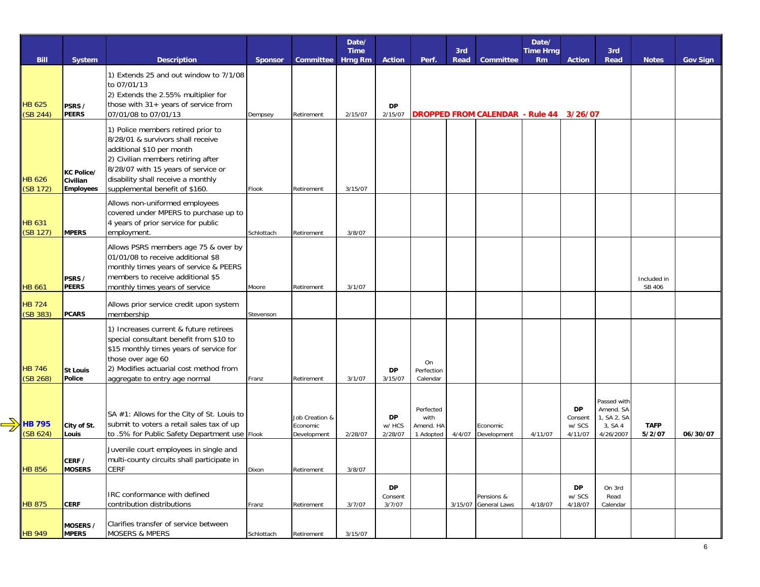| Bill | System | Description | Sponsor | Committee | Date/ Time Hrng Rm | Action | Perf. | 3rd Read | Committee | Date/ Time Hrng Rm | Action | 3rd Read | Notes | Gov Sign |
|---|---|---|---|---|---|---|---|---|---|---|---|---|---|---|
| HB 625 (SB 244) | PSRS / PEERS | 1) Extends 25 and out window to 7/1/08 to 07/01/13 2) Extends the 2.55% multiplier for those with 31+ years of service from 07/01/08 to 07/01/13 | Dempsey | Retirement | 2/15/07 | DP 2/15/07 | DROPPED FROM CALENDAR - Rule 44 3/26/07 | | | | | | | |
| HB 626 (SB 172) | KC Police/ Civilian Employees | 1) Police members retired prior to 8/28/01 & survivors shall receive additional $10 per month 2) Civilian members retiring after 8/28/07 with 15 years of service or disability shall receive a monthly supplemental benefit of $160. | Flook | Retirement | 3/15/07 | | | | | | | | | |
| HB 631 (SB 127) | MPERS | Allows non-uniformed employees covered under MPERS to purchase up to 4 years of prior service for public employment. | Schlottach | Retirement | 3/8/07 | | | | | | | | | |
| HB 661 | PSRS / PEERS | Allows PSRS members age 75 & over by 01/01/08 to receive additional $8 monthly times years of service & PEERS members to receive additional $5 monthly times years of service | Moore | Retirement | 3/1/07 | | | | | | | | Included in SB 406 | |
| HB 724 (SB 383) | PCARS | Allows prior service credit upon system membership | Stevenson | | | | | | | | | | | |
| HB 746 (SB 268) | St Louis Police | 1) Increases current & future retirees special consultant benefit from $10 to $15 monthly times years of service for those over age 60 2) Modifies actuarial cost method from aggregate to entry age normal | Franz | Retirement | 3/1/07 | DP 3/15/07 | On Perfection Calendar | | | | | | | |
| **HB 795** (SB 624) | City of St. Louis | SA #1: Allows for the City of St. Louis to submit to voters a retail sales tax of up to .5% for Public Safety Department use | Flook | Job Creation & Economic Development | 2/28/07 | DP w/ HCS 2/28/07 | Perfected with Amend. HA 1 Adopted | 4/4/07 | Economic Development | 4/11/07 | DP Consent w/ SCS 4/11/07 | Passed with Amend. SA 1, SA 2, SA 3, SA 4 4/26/2007 | TAFP 5/2/07 | 06/30/07 |
| HB 856 | CERF / MOSERS | Juvenile court employees in single and multi-county circuits shall participate in CERF | Dixon | Retirement | 3/8/07 | | | | | | | | | |
| HB 875 | CERF | IRC conformance with defined contribution distributions | Franz | Retirement | 3/7/07 | DP Consent 3/7/07 | | 3/15/07 | Pensions & General Laws | 4/18/07 | DP w/ SCS 4/18/07 | On 3rd Read Calendar | | |
| HB 949 | MOSERS / MPERS | Clarifies transfer of service between MOSERS & MPERS | Schlottach | Retirement | 3/15/07 | | | | | | | | | |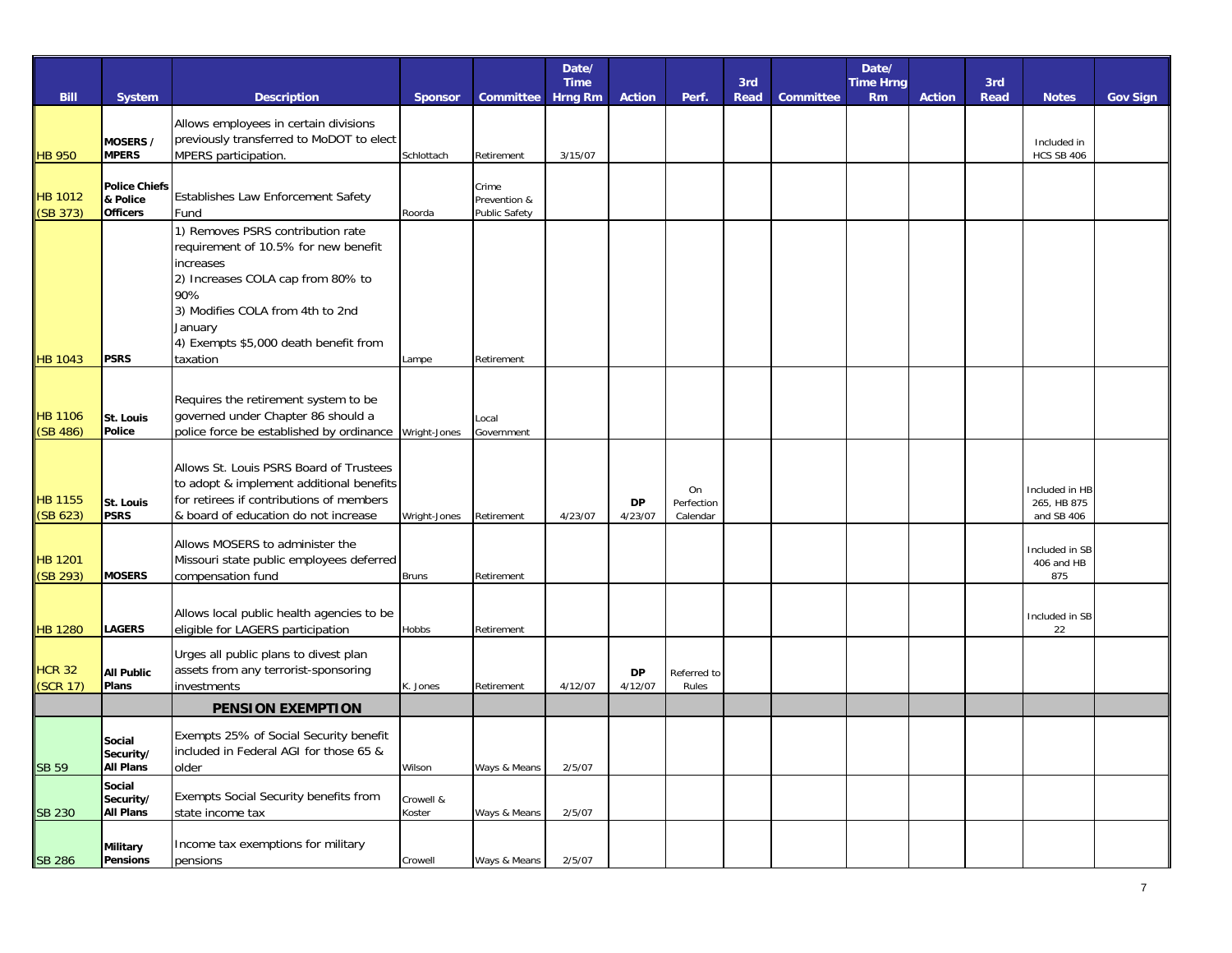| Bill | System | Description | Sponsor | Committee | Date/ Time Hrng Rm | Action | Perf. | 3rd Read | Committee | Date/ Time Hrng Rm | Action | 3rd Read | Notes | Gov Sign |
|---|---|---|---|---|---|---|---|---|---|---|---|---|---|---|
| HB 950 | MOSERS / MPERS | Allows employees in certain divisions previously transferred to MoDOT to elect MPERS participation. | Schlottach | Retirement | 3/15/07 | | | | | | | | Included in HCS SB 406 | |
| HB 1012 (SB 373) | Police Chiefs & Police Officers | Establishes Law Enforcement Safety Fund | Roorda | Crime Prevention & Public Safety | | | | | | | | | | |
| HB 1043 | PSRS | 1) Removes PSRS contribution rate requirement of 10.5% for new benefit increases<br>2) Increases COLA cap from 80% to 90%<br>3) Modifies COLA from 4th to 2nd January<br>4) Exempts $5,000 death benefit from taxation | Lampe | Retirement | | | | | | | | | | |
| HB 1106 (SB 486) | St. Louis Police | Requires the retirement system to be governed under Chapter 86 should a police force be established by ordinance | Wright-Jones | Local Government | | | | | | | | | | |
| HB 1155 (SB 623) | St. Louis PSRS | Allows St. Louis PSRS Board of Trustees to adopt & implement additional benefits for retirees if contributions of members & board of education do not increase | Wright-Jones | Retirement | 4/23/07 | **DP** 4/23/07 | On Perfection Calendar | | | | | | Included in HB 265, HB 875 and SB 406 | |
| HB 1201 (SB 293) | MOSERS | Allows MOSERS to administer the Missouri state public employees deferred compensation fund | Bruns | Retirement | | | | | | | | | Included in SB 406 and HB 875 | |
| HB 1280 | LAGERS | Allows local public health agencies to be eligible for LAGERS participation | Hobbs | Retirement | | | | | | | | | Included in SB 22 | |
| HCR 32 (SCR 17) | All Public Plans | Urges all public plans to divest plan assets from any terrorist-sponsoring investments | K. Jones | Retirement | 4/12/07 | **DP** 4/12/07 | Referred to Rules | | | | | | | |
| | | **PENSION EXEMPTION** | | | | | | | | | | | | |
| SB 59 | Social Security/ All Plans | Exempts 25% of Social Security benefit included in Federal AGI for those 65 & older | Wilson | Ways & Means | 2/5/07 | | | | | | | | | |
| SB 230 | Social Security/ All Plans | Exempts Social Security benefits from state income tax | Crowell & Koster | Ways & Means | 2/5/07 | | | | | | | | | |
| SB 286 | Military Pensions | Income tax exemptions for military pensions | Crowell | Ways & Means | 2/5/07 | | | | | | | | | |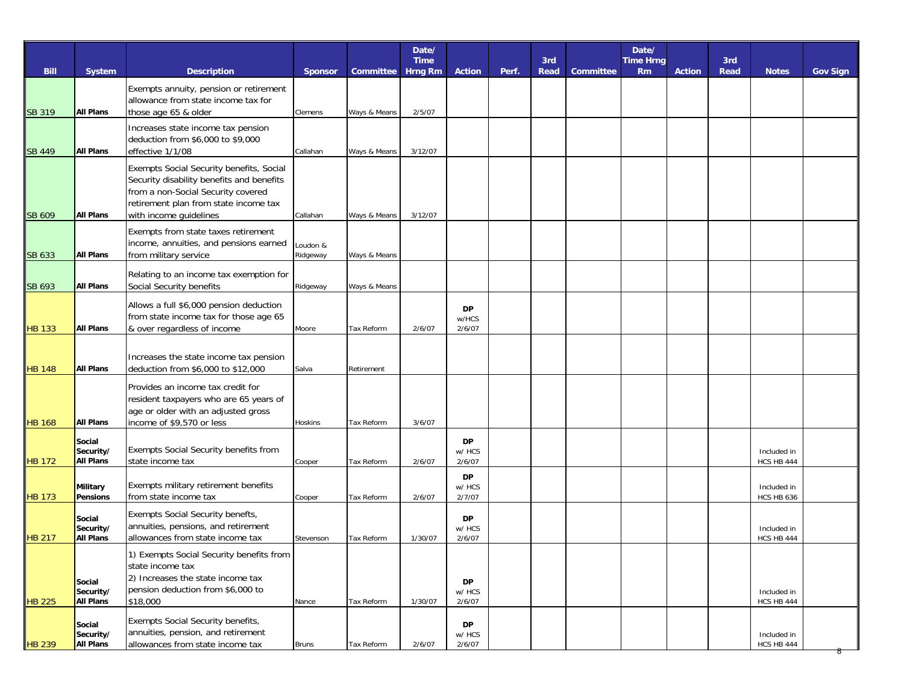| Bill | System | Description | Sponsor | Committee | Date/ Time Hrng Rm | Action | Perf. | 3rd Read | Committee | Date/ Time Hrng Rm | Action | 3rd Read | Notes | Gov Sign |
|---|---|---|---|---|---|---|---|---|---|---|---|---|---|---|
| SB 319 | All Plans | Exempts annuity, pension or retirement allowance from state income tax for those age 65 & older | Clemens | Ways & Means | 2/5/07 | | | | | | | | | |
| SB 449 | All Plans | Increases state income tax pension deduction from $6,000 to $9,000 effective 1/1/08 | Callahan | Ways & Means | 3/12/07 | | | | | | | | | |
| SB 609 | All Plans | Exempts Social Security benefits, Social Security disability benefits and benefits from a non-Social Security covered retirement plan from state income tax with income guidelines | Callahan | Ways & Means | 3/12/07 | | | | | | | | | |
| SB 633 | All Plans | Exempts from state taxes retirement income, annuities, and pensions earned from military service | Loudon & Ridgeway | Ways & Means | | | | | | | | | | |
| SB 693 | All Plans | Relating to an income tax exemption for Social Security benefits | Ridgeway | Ways & Means | | | | | | | | | | |
| HB 133 | All Plans | Allows a full $6,000 pension deduction from state income tax for those age 65 & over regardless of income | Moore | Tax Reform | 2/6/07 | DP w/HCS 2/6/07 | | | | | | | | |
| HB 148 | All Plans | Increases the state income tax pension deduction from $6,000 to $12,000 | Salva | Retirement | | | | | | | | | | |
| HB 168 | All Plans | Provides an income tax credit for resident taxpayers who are 65 years of age or older with an adjusted gross income of $9,570 or less | Hoskins | Tax Reform | 3/6/07 | | | | | | | | | |
| HB 172 | Social Security/ All Plans | Exempts Social Security benefits from state income tax | Cooper | Tax Reform | 2/6/07 | DP w/ HCS 2/6/07 | | | | | | | Included in HCS HB 444 | |
| HB 173 | Military Pensions | Exempts military retirement benefits from state income tax | Cooper | Tax Reform | 2/6/07 | DP w/ HCS 2/7/07 | | | | | | | Included in HCS HB 636 | |
| HB 217 | Social Security/ All Plans | Exempts Social Security benefits, annuities, pensions, and retirement allowances from state income tax | Stevenson | Tax Reform | 1/30/07 | DP w/ HCS 2/6/07 | | | | | | | Included in HCS HB 444 | |
| HB 225 | Social Security/ All Plans | 1) Exempts Social Security benefits from state income tax 2) Increases the state income tax pension deduction from $6,000 to $18,000 | Nance | Tax Reform | 1/30/07 | DP w/ HCS 2/6/07 | | | | | | | Included in HCS HB 444 | |
| HB 239 | Social Security/ All Plans | Exempts Social Security benefits, annuities, pension, and retirement allowances from state income tax | Bruns | Tax Reform | 2/6/07 | DP w/ HCS 2/6/07 | | | | | | | Included in HCS HB 444 | |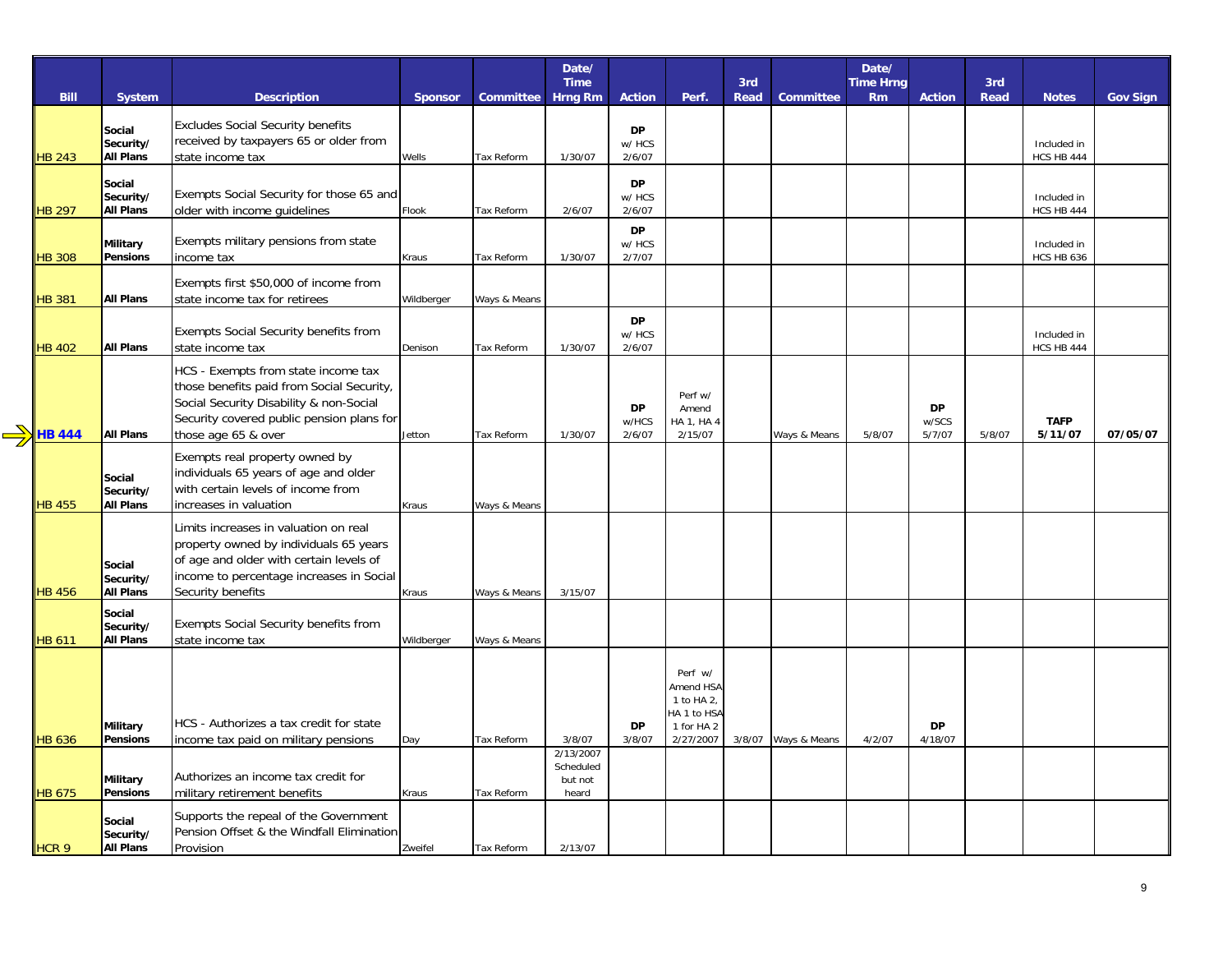| Bill | System | Description | Sponsor | Committee | Date/ Time Hrng Rm | Action | Perf. | 3rd Read | Committee | Date/ Time Hrng Rm | Action | 3rd Read | Notes | Gov Sign |
|---|---|---|---|---|---|---|---|---|---|---|---|---|---|---|
| HB 243 | Social Security/ All Plans | Excludes Social Security benefits received by taxpayers 65 or older from state income tax | Wells | Tax Reform | 1/30/07 | DP w/ HCS 2/6/07 | | | | | | | Included in HCS HB 444 | |
| HB 297 | Social Security/ All Plans | Exempts Social Security for those 65 and older with income guidelines | Flook | Tax Reform | 2/6/07 | DP w/ HCS 2/6/07 | | | | | | | Included in HCS HB 444 | |
| HB 308 | Military Pensions | Exempts military pensions from state income tax | Kraus | Tax Reform | 1/30/07 | DP w/ HCS 2/7/07 | | | | | | | Included in HCS HB 636 | |
| HB 381 | All Plans | Exempts first $50,000 of income from state income tax for retirees | Wildberger | Ways & Means | | | | | | | | | | |
| HB 402 | All Plans | Exempts Social Security benefits from state income tax | Denison | Tax Reform | 1/30/07 | DP w/ HCS 2/6/07 | | | | | | | Included in HCS HB 444 | |
| **HB 444** | All Plans | HCS - Exempts from state income tax those benefits paid from Social Security, Social Security Disability & non-Social Security covered public pension plans for those age 65 & over | Jetton | Tax Reform | 1/30/07 | DP w/HCS 2/6/07 | Perf w/ Amend HA 1, HA 4 2/15/07 | | Ways & Means | 5/8/07 | DP w/SCS 5/7/07 | 5/8/07 | **TAFP 5/11/07** | **07/05/07** |
| HB 455 | Social Security/ All Plans | Exempts real property owned by individuals 65 years of age and older with certain levels of income from increases in valuation | Kraus | Ways & Means | | | | | | | | | | |
| HB 456 | Social Security/ All Plans | Limits increases in valuation on real property owned by individuals 65 years of age and older with certain levels of income to percentage increases in Social Security benefits | Kraus | Ways & Means | 3/15/07 | | | | | | | | | |
| HB 611 | Social Security/ All Plans | Exempts Social Security benefits from state income tax | Wildberger | Ways & Means | | | | | | | | | | |
| HB 636 | Military Pensions | HCS - Authorizes a tax credit for state income tax paid on military pensions | Day | Tax Reform | 3/8/07 | DP 3/8/07 | Perf w/ Amend HSA 1 to HA 2, HA 1 to HSA 1 for HA 2 2/27/2007 | 3/8/07 | Ways & Means | 4/2/07 | DP 4/18/07 | | | |
| HB 675 | Military Pensions | Authorizes an income tax credit for military retirement benefits | Kraus | Tax Reform | 2/13/2007 Scheduled but not heard | | | | | | | | | |
| HCR 9 | Social Security/ All Plans | Supports the repeal of the Government Pension Offset & the Windfall Elimination Provision | Zweifel | Tax Reform | 2/13/07 | | | | | | | | | |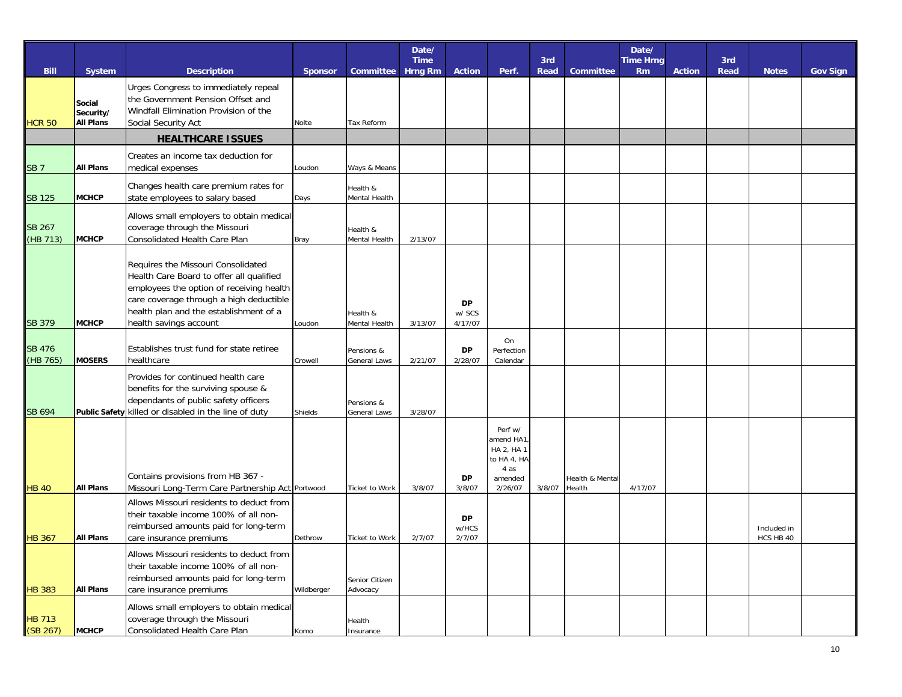| Bill | System | Description | Sponsor | Committee | Date/ Time Hrng Rm | Action | Perf. | 3rd Read | Committee | Date/ Time Hrng Rm | Action | 3rd Read | Notes | Gov Sign |
|---|---|---|---|---|---|---|---|---|---|---|---|---|---|---|
| HCR 50 | Social Security/ All Plans | Urges Congress to immediately repeal the Government Pension Offset and Windfall Elimination Provision of the Social Security Act | Nolte | Tax Reform | | | | | | | | | | |
| | | **HEALTHCARE ISSUES** | | | | | | | | | | | | |
| SB 7 | All Plans | Creates an income tax deduction for medical expenses | Loudon | Ways & Means | | | | | | | | | | |
| SB 125 | MCHCP | Changes health care premium rates for state employees to salary based | Days | Health & Mental Health | | | | | | | | | | |
| SB 267 (HB 713) | MCHCP | Allows small employers to obtain medical coverage through the Missouri Consolidated Health Care Plan | Bray | Health & Mental Health | 2/13/07 | | | | | | | | | |
| SB 379 | MCHCP | Requires the Missouri Consolidated Health Care Board to offer all qualified employees the option of receiving health care coverage through a high deductible health plan and the establishment of a health savings account | Loudon | Health & Mental Health | 3/13/07 | DP w/ SCS 4/17/07 | | | | | | | | |
| SB 476 (HB 765) | MOSERS | Establishes trust fund for state retiree healthcare | Crowell | Pensions & General Laws | 2/21/07 | DP 2/28/07 | On Perfection Calendar | | | | | | | |
| SB 694 | Public Safety | Provides for continued health care benefits for the surviving spouse & dependants of public safety officers killed or disabled in the line of duty | Shields | Pensions & General Laws | 3/28/07 | | | | | | | | | |
| HB 40 | All Plans | Contains provisions from HB 367 - Missouri Long-Term Care Partnership Act | Portwood | Ticket to Work | 3/8/07 | DP 3/8/07 | Perf w/ amend HA1, HA 2, HA 1 to HA 4, HA 4 as amended 2/26/07 | 3/8/07 | Health & Mental Health | 4/17/07 | | | | |
| HB 367 | All Plans | Allows Missouri residents to deduct from their taxable income 100% of all non-reimbursed amounts paid for long-term care insurance premiums | Dethrow | Ticket to Work | 2/7/07 | DP w/HCS 2/7/07 | | | | | | | Included in HCS HB 40 | |
| HB 383 | All Plans | Allows Missouri residents to deduct from their taxable income 100% of all non-reimbursed amounts paid for long-term care insurance premiums | Wildberger | Senior Citizen Advocacy | | | | | | | | | | |
| HB 713 (SB 267) | MCHCP | Allows small employers to obtain medical coverage through the Missouri Consolidated Health Care Plan | Komo | Health Insurance | | | | | | | | | | |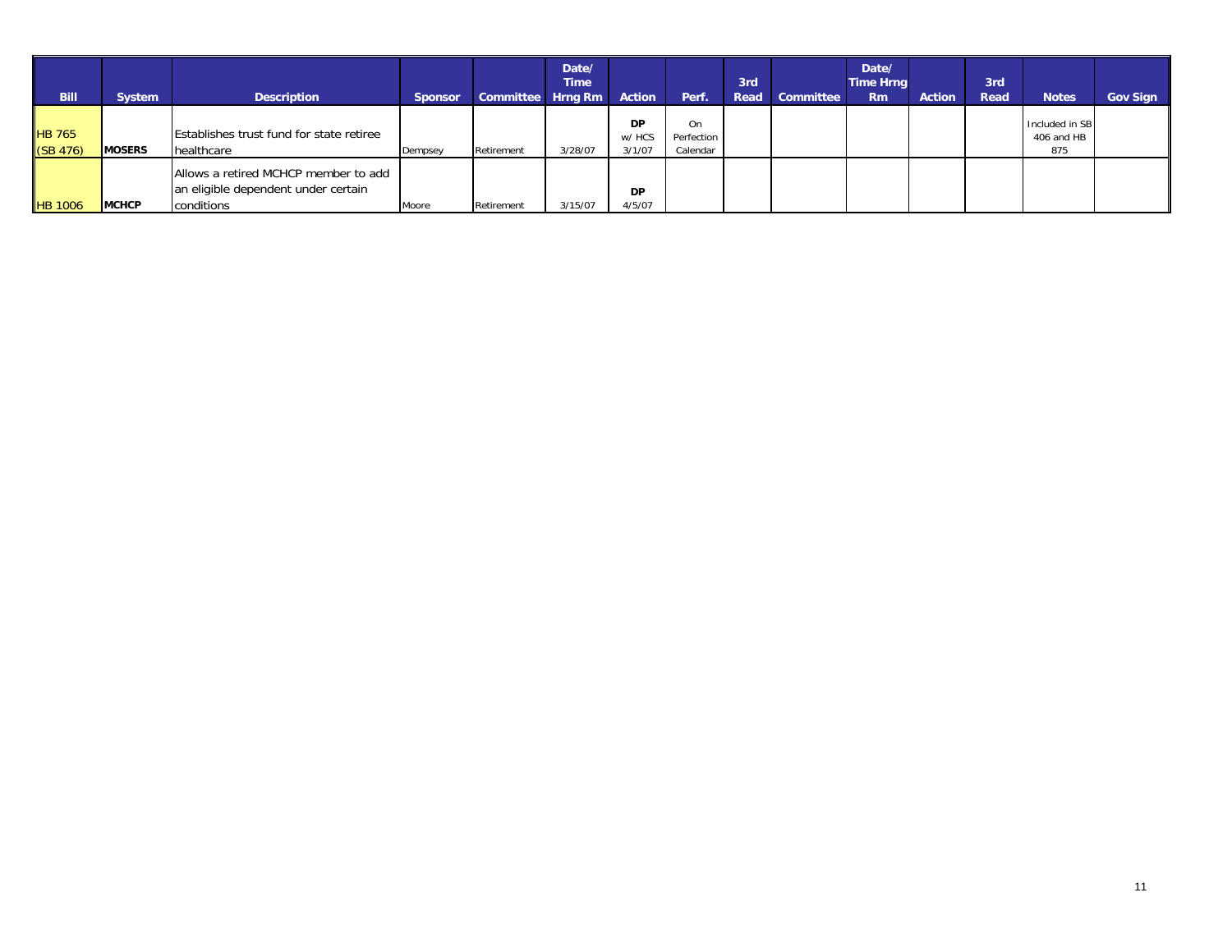| Bill | System | Description | Sponsor | Committee | Date/ Time Hrng Rm | Action | Perf. | 3rd Read | Committee | Date/ Time Hrng Rm | Action | 3rd Read | Notes | Gov Sign |
|---|---|---|---|---|---|---|---|---|---|---|---|---|---|---|
| HB 765 (SB 476) | **MOSERS** | Establishes trust fund for state retiree healthcare | Dempsey | Retirement | 3/28/07 | **DP** w/ HCS 3/1/07 | On Perfection Calendar | | | | | | Included in SB 406 and HB 875 | |
| HB 1006 | **MCHCP** | Allows a retired MCHCP member to add an eligible dependent under certain conditions | Moore | Retirement | 3/15/07 | **DP** 4/5/07 | | | | | | | | |